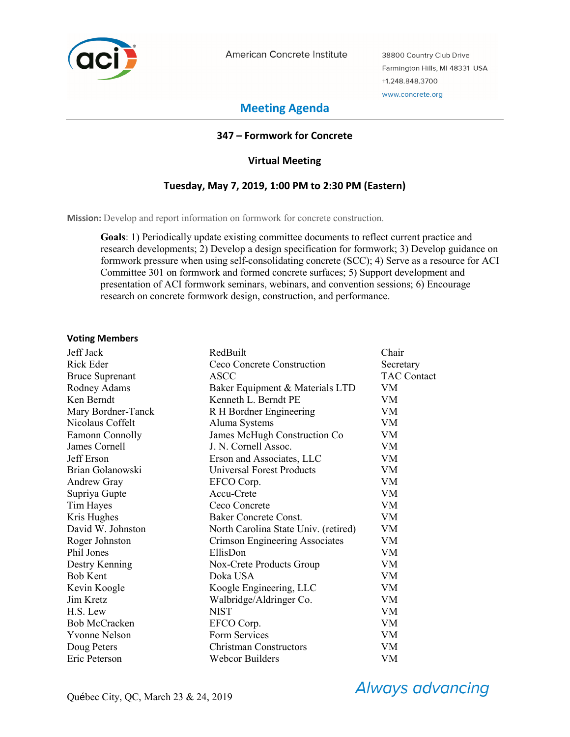American Concrete Institute

38800 Country Club Drive
Farmington Hills, MI 48331 USA
+1.248.848.3700
www.concrete.org

# Meeting Agenda

## 347 – Formwork for Concrete

### Virtual Meeting

### Tuesday, May 7, 2019, 1:00 PM to 2:30 PM (Eastern)

**Mission:** Develop and report information on formwork for concrete construction.

**Goals**: 1) Periodically update existing committee documents to reflect current practice and research developments; 2) Develop a design specification for formwork; 3) Develop guidance on formwork pressure when using self-consolidating concrete (SCC); 4) Serve as a resource for ACI Committee 301 on formwork and formed concrete surfaces; 5) Support development and presentation of ACI formwork seminars, webinars, and convention sessions; 6) Encourage research on concrete formwork design, construction, and performance.

**Voting Members**

| | | |
|---|---|---|
| Jeff Jack | RedBuilt | Chair |
| Rick Eder | Ceco Concrete Construction | Secretary |
| Bruce Suprenant | ASCC | TAC Contact |
| Rodney Adams | Baker Equipment & Materials LTD | VM |
| Ken Berndt | Kenneth L. Berndt PE | VM |
| Mary Bordner-Tanck | R H Bordner Engineering | VM |
| Nicolaus Coffelt | Aluma Systems | VM |
| Eamonn Connolly | James McHugh Construction Co | VM |
| James Cornell | J. N. Cornell Assoc. | VM |
| Jeff Erson | Erson and Associates, LLC | VM |
| Brian Golanowski | Universal Forest Products | VM |
| Andrew Gray | EFCO Corp. | VM |
| Supriya Gupte | Accu-Crete | VM |
| Tim Hayes | Ceco Concrete | VM |
| Kris Hughes | Baker Concrete Const. | VM |
| David W. Johnston | North Carolina State Univ. (retired) | VM |
| Roger Johnston | Crimson Engineering Associates | VM |
| Phil Jones | EllisDon | VM |
| Destry Kenning | Nox-Crete Products Group | VM |
| Bob Kent | Doka USA | VM |
| Kevin Koogle | Koogle Engineering, LLC | VM |
| Jim Kretz | Walbridge/Aldringer Co. | VM |
| H.S. Lew | NIST | VM |
| Bob McCracken | EFCO Corp. | VM |
| Yvonne Nelson | Form Services | VM |
| Doug Peters | Christman Constructors | VM |
| Eric Peterson | Webcor Builders | VM |

Québec City, QC, March 23 & 24, 2019

*Always advancing*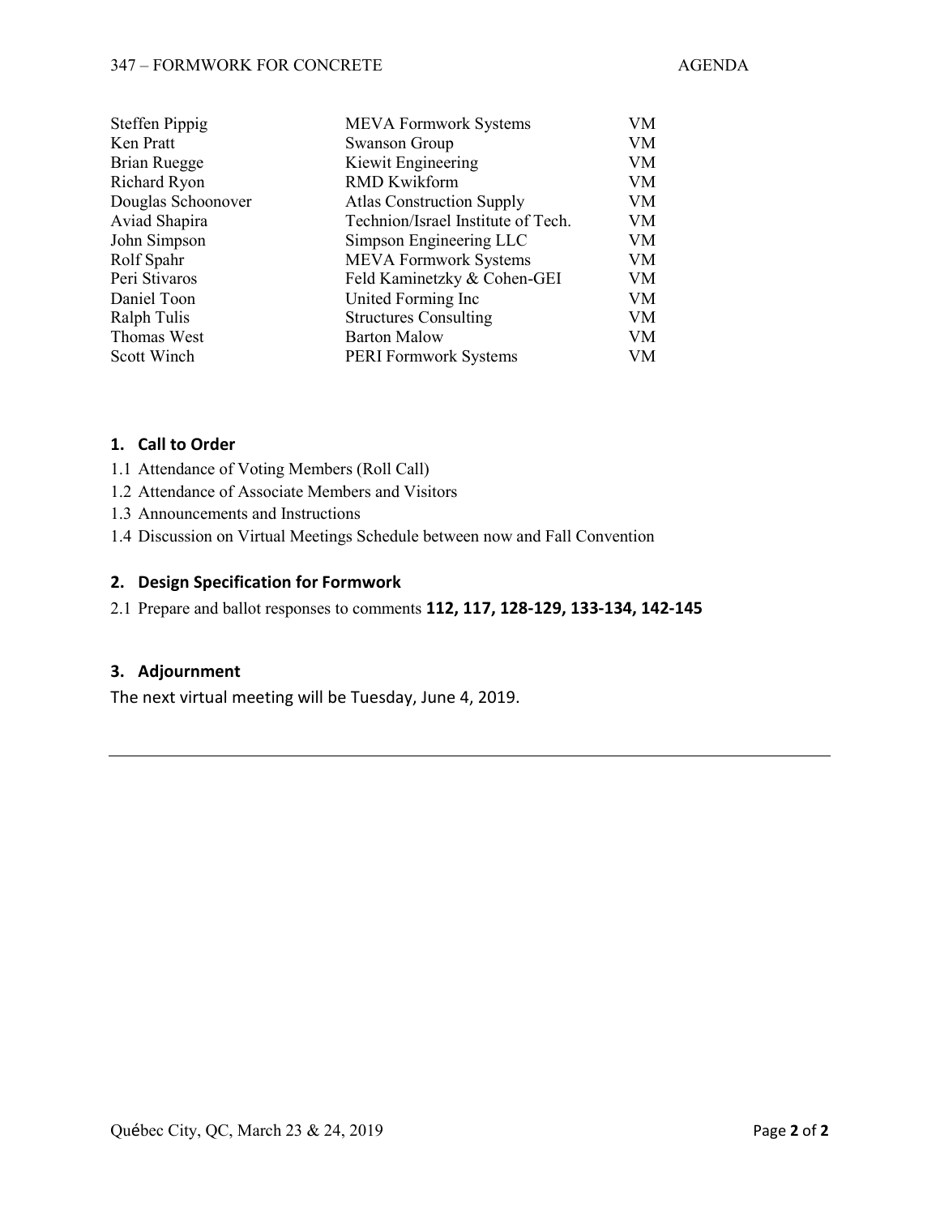| | | |
|---|---|---|
| Steffen Pippig | MEVA Formwork Systems | VM |
| Ken Pratt | Swanson Group | VM |
| Brian Ruegge | Kiewit Engineering | VM |
| Richard Ryon | RMD Kwikform | VM |
| Douglas Schoonover | Atlas Construction Supply | VM |
| Aviad Shapira | Technion/Israel Institute of Tech. | VM |
| John Simpson | Simpson Engineering LLC | VM |
| Rolf Spahr | MEVA Formwork Systems | VM |
| Peri Stivaros | Feld Kaminetzky & Cohen-GEI | VM |
| Daniel Toon | United Forming Inc | VM |
| Ralph Tulis | Structures Consulting | VM |
| Thomas West | Barton Malow | VM |
| Scott Winch | PERI Formwork Systems | VM |

## 1. Call to Order

1.1 Attendance of Voting Members (Roll Call)
1.2 Attendance of Associate Members and Visitors
1.3 Announcements and Instructions
1.4 Discussion on Virtual Meetings Schedule between now and Fall Convention

## 2. Design Specification for Formwork

2.1 Prepare and ballot responses to comments **112, 117, 128-129, 133-134, 142-145**

## 3. Adjournment

The next virtual meeting will be Tuesday, June 4, 2019.

---